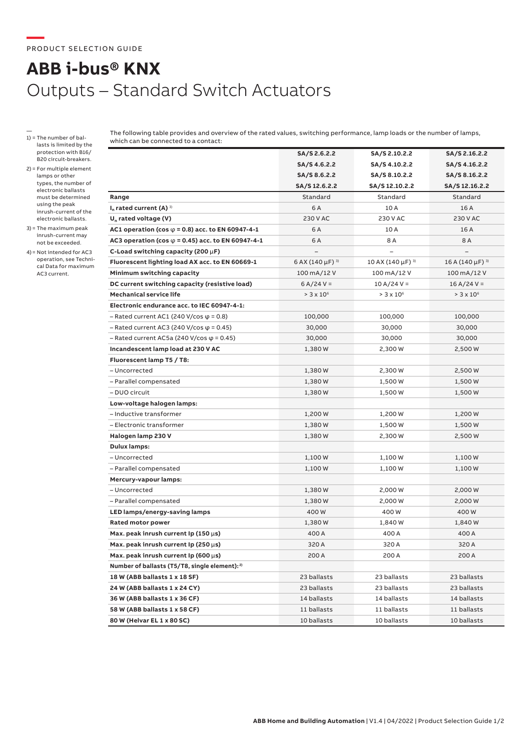PRODUCT SELECTION GUIDE

# ABB i-bus® KNX

## Outputs – Standard Switch Actuators

1) = The number of ballasts is limited by the protection with B16/ B20 circuit-breakers.

2) = For multiple element lamps or other types, the number of electronic ballasts must be determined using the peak inrush-current of the electronic ballasts.

3) = The maximum peak inrush-current may not be exceeded.

4) = Not intended for AC3 operation, see Technical Data for maximum AC3 current.

The following table provides and overview of the rated values, switching performance, lamp loads or the number of lamps, which can be connected to a contact:

| | SA/S 2.6.2.2<br>SA/S 4.6.2.2<br>SA/S 8.6.2.2<br>SA/S 12.6.2.2 | SA/S 2.10.2.2<br>SA/S 4.10.2.2<br>SA/S 8.10.2.2<br>SA/S 12.10.2.2 | SA/S 2.16.2.2<br>SA/S 4.16.2.2<br>SA/S 8.16.2.2<br>SA/S 12.16.2.2 |
|---|---|---|---|
| **Range** | Standard | Standard | Standard |
| **$I_n$ rated current (A)** 3) | 6 A | 10 A | 16 A |
| **$U_n$ rated voltage (V)** | 230 V AC | 230 V AC | 230 V AC |
| **AC1 operation (cos φ = 0.8) acc. to EN 60947-4-1** | 6 A | 10 A | 16 A |
| **AC3 operation (cos φ = 0.45) acc. to EN 60947-4-1** | 6 A | 8 A | 8 A |
| **C-Load switching capacity (200 µF)** | – | – | – |
| **Fluorescent lighting load AX acc. to EN 60669-1** | 6 AX (140 µF) 3) | 10 AX (140 µF) 3) | 16 A (140 µF) 3) |
| **Minimum switching capacity** | 100 mA/12 V | 100 mA/12 V | 100 mA/12 V |
| **DC current switching capacity (resistive load)** | 6 A/24 V = | 10 A/24 V = | 16 A/24 V = |
| **Mechanical service life** | > 3 x $10^6$ | > 3 x $10^6$ | > 3 x $10^6$ |
| **Electronic endurance acc. to IEC 60947-4-1:** | | | |
| – Rated current AC1 (240 V/cos φ = 0.8) | 100,000 | 100,000 | 100,000 |
| – Rated current AC3 (240 V/cos φ = 0.45) | 30,000 | 30,000 | 30,000 |
| – Rated current AC5a (240 V/cos φ = 0.45) | 30,000 | 30,000 | 30,000 |
| **Incandescent lamp load at 230 V AC** | 1,380 W | 2,300 W | 2,500 W |
| **Fluorescent lamp T5 / T8:** | | | |
| – Uncorrected | 1,380 W | 2,300 W | 2,500 W |
| – Parallel compensated | 1,380 W | 1,500 W | 1,500 W |
| – DUO circuit | 1,380 W | 1,500 W | 1,500 W |
| **Low-voltage halogen lamps:** | | | |
| – Inductive transformer | 1,200 W | 1,200 W | 1,200 W |
| – Electronic transformer | 1,380 W | 1,500 W | 1,500 W |
| **Halogen lamp 230 V** | 1,380 W | 2,300 W | 2,500 W |
| **Dulux lamps:** | | | |
| – Uncorrected | 1,100 W | 1,100 W | 1,100 W |
| – Parallel compensated | 1,100 W | 1,100 W | 1,100 W |
| **Mercury-vapour lamps:** | | | |
| – Uncorrected | 1,380 W | 2,000 W | 2,000 W |
| – Parallel compensated | 1,380 W | 2,000 W | 2,000 W |
| **LED lamps/energy-saving lamps** | 400 W | 400 W | 400 W |
| **Rated motor power** | 1,380 W | 1,840 W | 1,840 W |
| **Max. peak inrush current Ip (150 µs)** | 400 A | 400 A | 400 A |
| **Max. peak inrush current Ip (250 µs)** | 320 A | 320 A | 320 A |
| **Max. peak inrush current Ip (600 µs)** | 200 A | 200 A | 200 A |
| **Number of ballasts (T5/T8, single element):** 2) | | | |
| **18 W (ABB ballasts 1 x 18 SF)** | 23 ballasts | 23 ballasts | 23 ballasts |
| **24 W (ABB ballasts 1 x 24 CY)** | 23 ballasts | 23 ballasts | 23 ballasts |
| **36 W (ABB ballasts 1 x 36 CF)** | 14 ballasts | 14 ballasts | 14 ballasts |
| **58 W (ABB ballasts 1 x 58 CF)** | 11 ballasts | 11 ballasts | 11 ballasts |
| **80 W (Helvar EL 1 x 80 SC)** | 10 ballasts | 10 ballasts | 10 ballasts |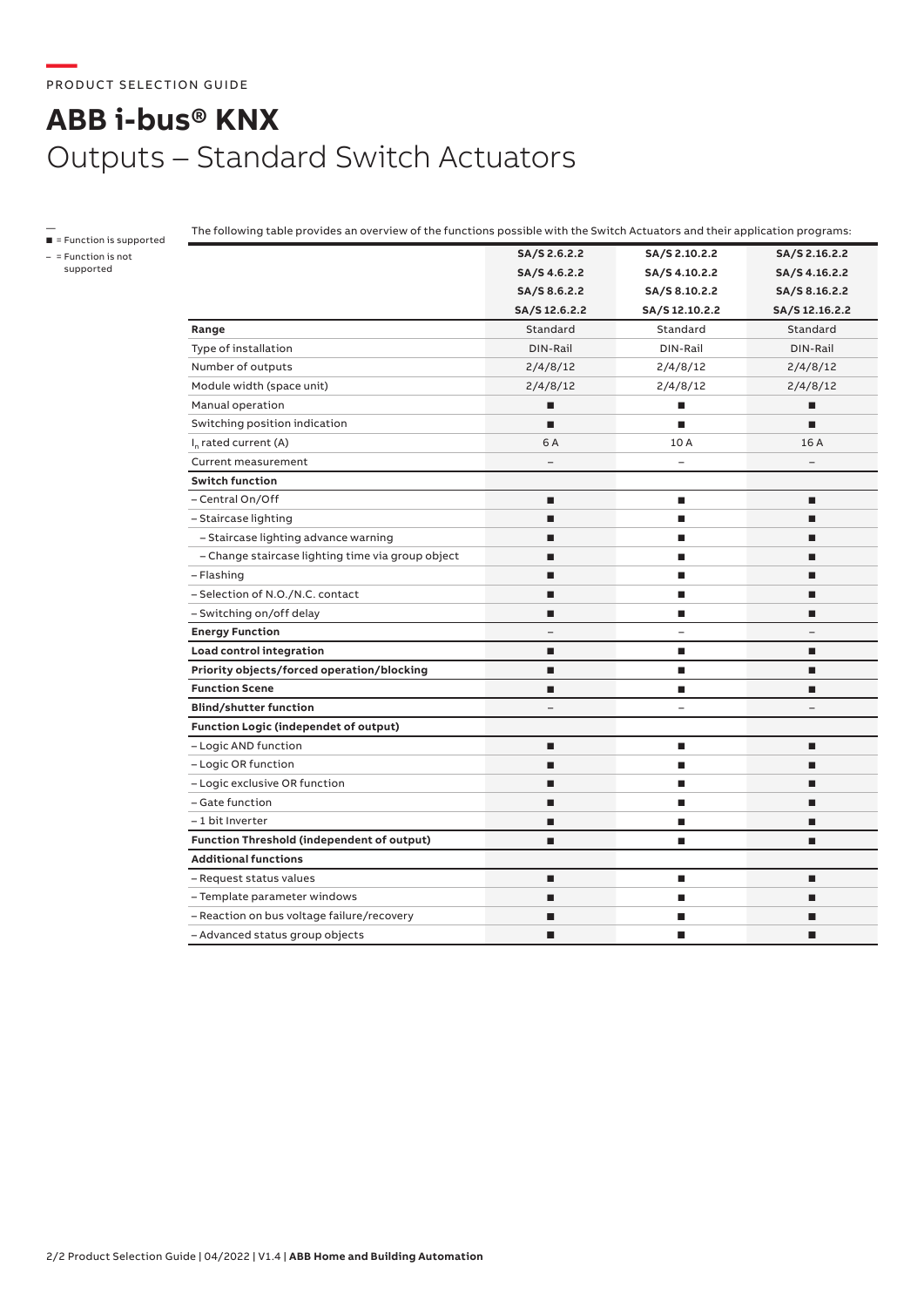PRODUCT SELECTION GUIDE

# ABB i-bus® KNX

## Outputs – Standard Switch Actuators

■ = Function is supported

– = Function is not supported

The following table provides an overview of the functions possible with the Switch Actuators and their application programs:

| | SA/S 2.6.2.2<br>SA/S 4.6.2.2<br>SA/S 8.6.2.2<br>SA/S 12.6.2.2 | SA/S 2.10.2.2<br>SA/S 4.10.2.2<br>SA/S 8.10.2.2<br>SA/S 12.10.2.2 | SA/S 2.16.2.2<br>SA/S 4.16.2.2<br>SA/S 8.16.2.2<br>SA/S 12.16.2.2 |
|---|---|---|---|
| **Range** | Standard | Standard | Standard |
| Type of installation | DIN-Rail | DIN-Rail | DIN-Rail |
| Number of outputs | 2/4/8/12 | 2/4/8/12 | 2/4/8/12 |
| Module width (space unit) | 2/4/8/12 | 2/4/8/12 | 2/4/8/12 |
| Manual operation | ■ | ■ | ■ |
| Switching position indication | ■ | ■ | ■ |
| $I_n$ rated current (A) | 6 A | 10 A | 16 A |
| Current measurement | – | – | – |
| **Switch function** | | | |
| – Central On/Off | ■ | ■ | ■ |
| – Staircase lighting | ■ | ■ | ■ |
| – Staircase lighting advance warning | ■ | ■ | ■ |
| – Change staircase lighting time via group object | ■ | ■ | ■ |
| – Flashing | ■ | ■ | ■ |
| – Selection of N.O./N.C. contact | ■ | ■ | ■ |
| – Switching on/off delay | ■ | ■ | ■ |
| **Energy Function** | – | – | – |
| **Load control integration** | ■ | ■ | ■ |
| **Priority objects/forced operation/blocking** | ■ | ■ | ■ |
| **Function Scene** | ■ | ■ | ■ |
| **Blind/shutter function** | – | – | – |
| **Function Logic (independet of output)** | | | |
| – Logic AND function | ■ | ■ | ■ |
| – Logic OR function | ■ | ■ | ■ |
| – Logic exclusive OR function | ■ | ■ | ■ |
| – Gate function | ■ | ■ | ■ |
| – 1 bit Inverter | ■ | ■ | ■ |
| **Function Threshold (independent of output)** | ■ | ■ | ■ |
| **Additional functions** | | | |
| – Request status values | ■ | ■ | ■ |
| – Template parameter windows | ■ | ■ | ■ |
| – Reaction on bus voltage failure/recovery | ■ | ■ | ■ |
| – Advanced status group objects | ■ | ■ | ■ |